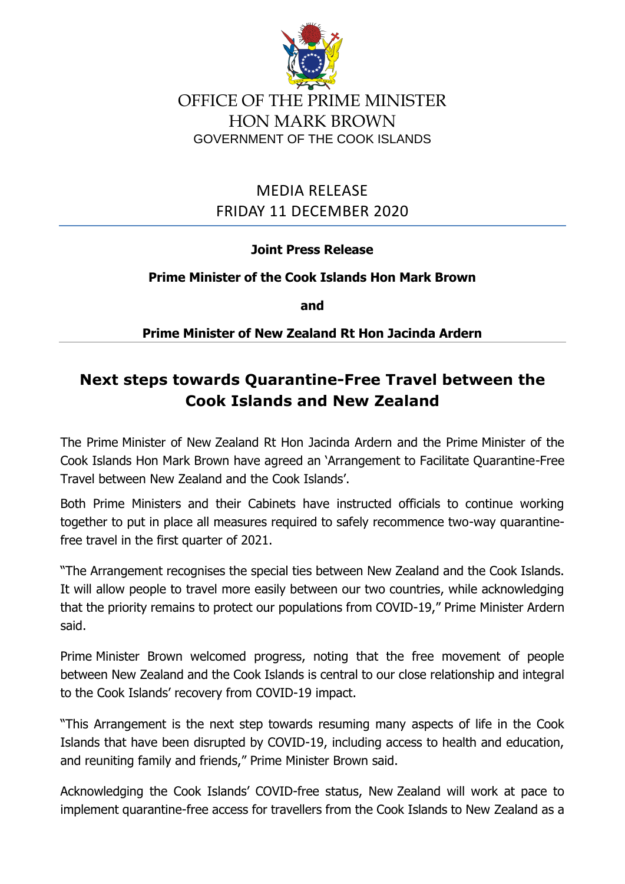OFFICE OF THE PRIME MINISTER
HON MARK BROWN
GOVERNMENT OF THE COOK ISLANDS

MEDIA RELEASE
FRIDAY 11 DECEMBER 2020

**Joint Press Release**

**Prime Minister of the Cook Islands Hon Mark Brown**

**and**

**Prime Minister of New Zealand Rt Hon Jacinda Ardern**

# Next steps towards Quarantine-Free Travel between the Cook Islands and New Zealand

The Prime Minister of New Zealand Rt Hon Jacinda Ardern and the Prime Minister of the Cook Islands Hon Mark Brown have agreed an 'Arrangement to Facilitate Quarantine-Free Travel between New Zealand and the Cook Islands'.

Both Prime Ministers and their Cabinets have instructed officials to continue working together to put in place all measures required to safely recommence two-way quarantine-free travel in the first quarter of 2021.

"The Arrangement recognises the special ties between New Zealand and the Cook Islands. It will allow people to travel more easily between our two countries, while acknowledging that the priority remains to protect our populations from COVID-19," Prime Minister Ardern said.

Prime Minister Brown welcomed progress, noting that the free movement of people between New Zealand and the Cook Islands is central to our close relationship and integral to the Cook Islands' recovery from COVID-19 impact.

"This Arrangement is the next step towards resuming many aspects of life in the Cook Islands that have been disrupted by COVID-19, including access to health and education, and reuniting family and friends," Prime Minister Brown said.

Acknowledging the Cook Islands' COVID-free status, New Zealand will work at pace to implement quarantine-free access for travellers from the Cook Islands to New Zealand as a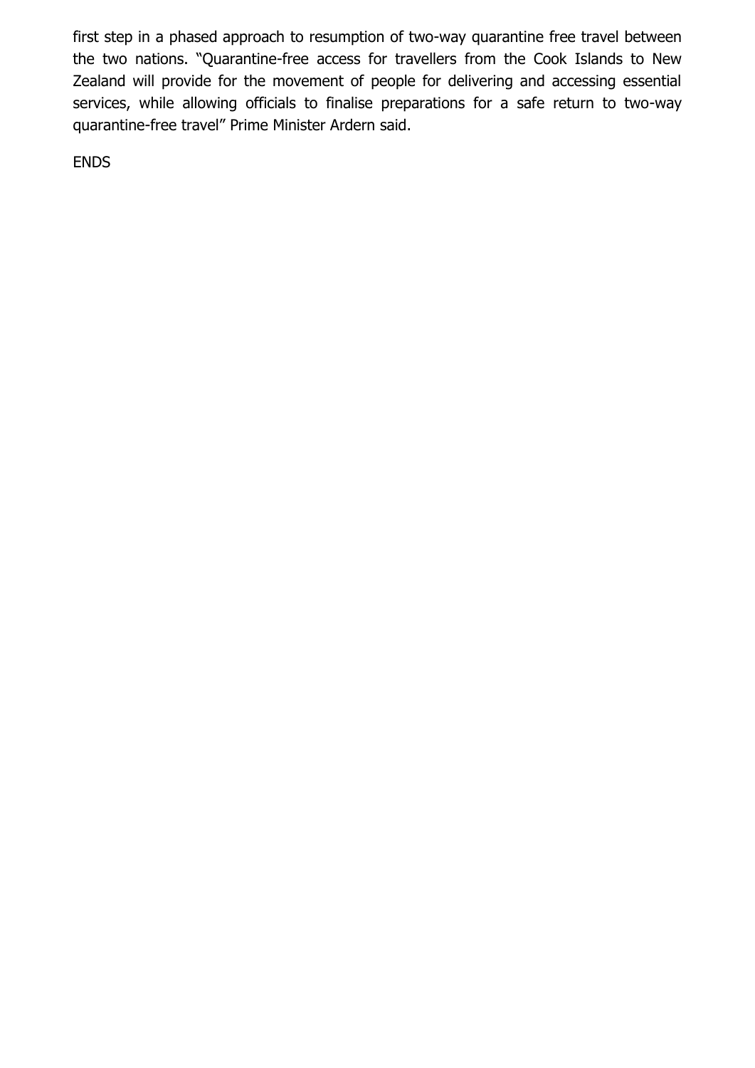first step in a phased approach to resumption of two-way quarantine free travel between the two nations. "Quarantine-free access for travellers from the Cook Islands to New Zealand will provide for the movement of people for delivering and accessing essential services, while allowing officials to finalise preparations for a safe return to two-way quarantine-free travel" Prime Minister Ardern said.

ENDS